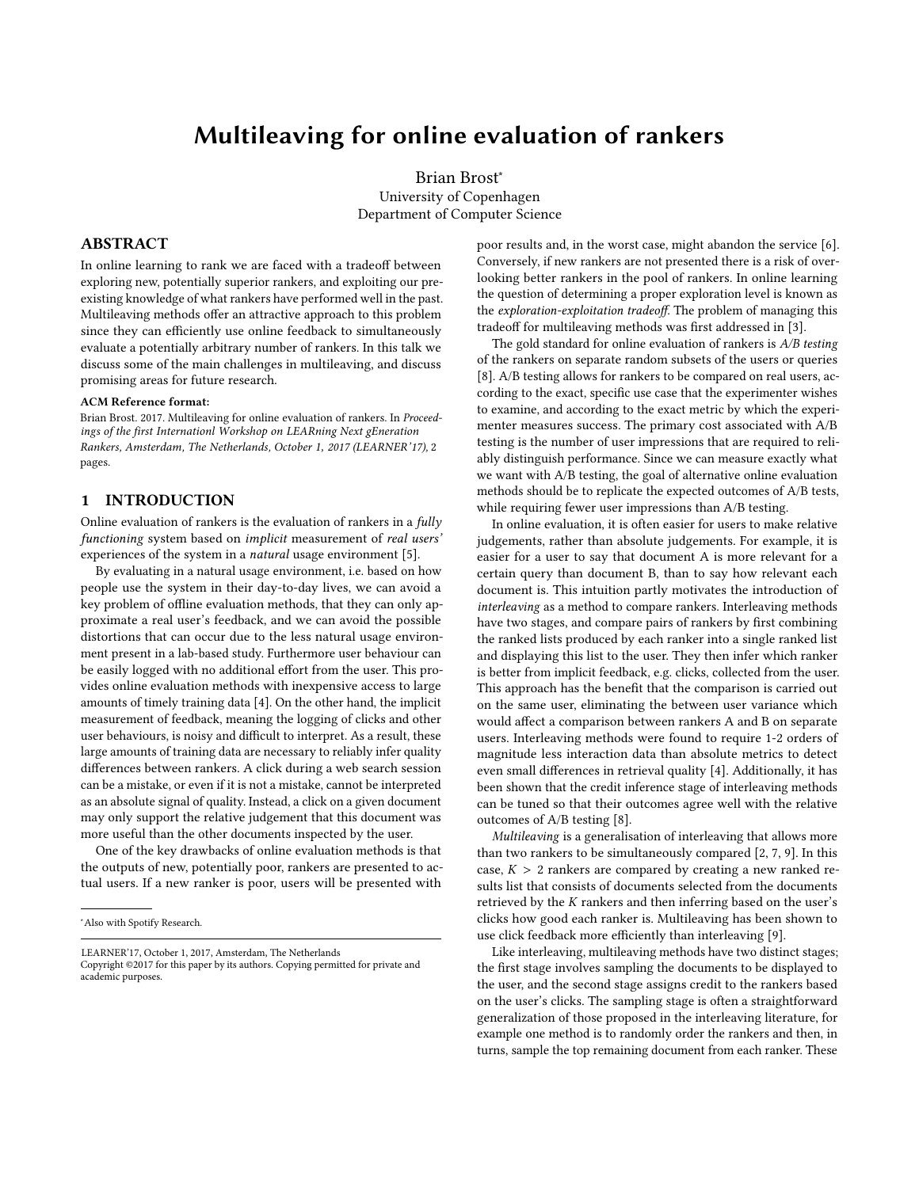# Multileaving for online evaluation of rankers

Brian Brost*
University of Copenhagen
Department of Computer Science

## ABSTRACT

In online learning to rank we are faced with a tradeoff between exploring new, potentially superior rankers, and exploiting our preexisting knowledge of what rankers have performed well in the past. Multileaving methods offer an attractive approach to this problem since they can efficiently use online feedback to simultaneously evaluate a potentially arbitrary number of rankers. In this talk we discuss some of the main challenges in multileaving, and discuss promising areas for future research.

**ACM Reference format:**
Brian Brost. 2017. Multileaving for online evaluation of rankers. In *Proceedings of the first Internationl Workshop on LEARning Next gEneration Rankers, Amsterdam, The Netherlands, October 1, 2017 (LEARNER'17),* 2 pages.

## 1 INTRODUCTION

Online evaluation of rankers is the evaluation of rankers in a *fully functioning* system based on *implicit* measurement of *real users'* experiences of the system in a *natural* usage environment [5].

By evaluating in a natural usage environment, i.e. based on how people use the system in their day-to-day lives, we can avoid a key problem of offline evaluation methods, that they can only approximate a real user's feedback, and we can avoid the possible distortions that can occur due to the less natural usage environment present in a lab-based study. Furthermore user behaviour can be easily logged with no additional effort from the user. This provides online evaluation methods with inexpensive access to large amounts of timely training data [4]. On the other hand, the implicit measurement of feedback, meaning the logging of clicks and other user behaviours, is noisy and difficult to interpret. As a result, these large amounts of training data are necessary to reliably infer quality differences between rankers. A click during a web search session can be a mistake, or even if it is not a mistake, cannot be interpreted as an absolute signal of quality. Instead, a click on a given document may only support the relative judgement that this document was more useful than the other documents inspected by the user.

One of the key drawbacks of online evaluation methods is that the outputs of new, potentially poor, rankers are presented to actual users. If a new ranker is poor, users will be presented with poor results and, in the worst case, might abandon the service [6]. Conversely, if new rankers are not presented there is a risk of overlooking better rankers in the pool of rankers. In online learning the question of determining a proper exploration level is known as the *exploration-exploitation tradeoff*. The problem of managing this tradeoff for multileaving methods was first addressed in [3].

The gold standard for online evaluation of rankers is *A/B testing* of the rankers on separate random subsets of the users or queries [8]. A/B testing allows for rankers to be compared on real users, according to the exact, specific use case that the experimenter wishes to examine, and according to the exact metric by which the experimenter measures success. The primary cost associated with A/B testing is the number of user impressions that are required to reliably distinguish performance. Since we can measure exactly what we want with A/B testing, the goal of alternative online evaluation methods should be to replicate the expected outcomes of A/B tests, while requiring fewer user impressions than A/B testing.

In online evaluation, it is often easier for users to make relative judgements, rather than absolute judgements. For example, it is easier for a user to say that document A is more relevant for a certain query than document B, than to say how relevant each document is. This intuition partly motivates the introduction of *interleaving* as a method to compare rankers. Interleaving methods have two stages, and compare pairs of rankers by first combining the ranked lists produced by each ranker into a single ranked list and displaying this list to the user. They then infer which ranker is better from implicit feedback, e.g. clicks, collected from the user. This approach has the benefit that the comparison is carried out on the same user, eliminating the between user variance which would affect a comparison between rankers A and B on separate users. Interleaving methods were found to require 1-2 orders of magnitude less interaction data than absolute metrics to detect even small differences in retrieval quality [4]. Additionally, it has been shown that the credit inference stage of interleaving methods can be tuned so that their outcomes agree well with the relative outcomes of A/B testing [8].

*Multileaving* is a generalisation of interleaving that allows more than two rankers to be simultaneously compared [2, 7, 9]. In this case, $K > 2$ rankers are compared by creating a new ranked results list that consists of documents selected from the documents retrieved by the $K$ rankers and then inferring based on the user's clicks how good each ranker is. Multileaving has been shown to use click feedback more efficiently than interleaving [9].

Like interleaving, multileaving methods have two distinct stages; the first stage involves sampling the documents to be displayed to the user, and the second stage assigns credit to the rankers based on the user's clicks. The sampling stage is often a straightforward generalization of those proposed in the interleaving literature, for example one method is to randomly order the rankers and then, in turns, sample the top remaining document from each ranker. These

*Also with Spotify Research.

LEARNER'17, October 1, 2017, Amsterdam, The Netherlands
Copyright ©2017 for this paper by its authors. Copying permitted for private and academic purposes.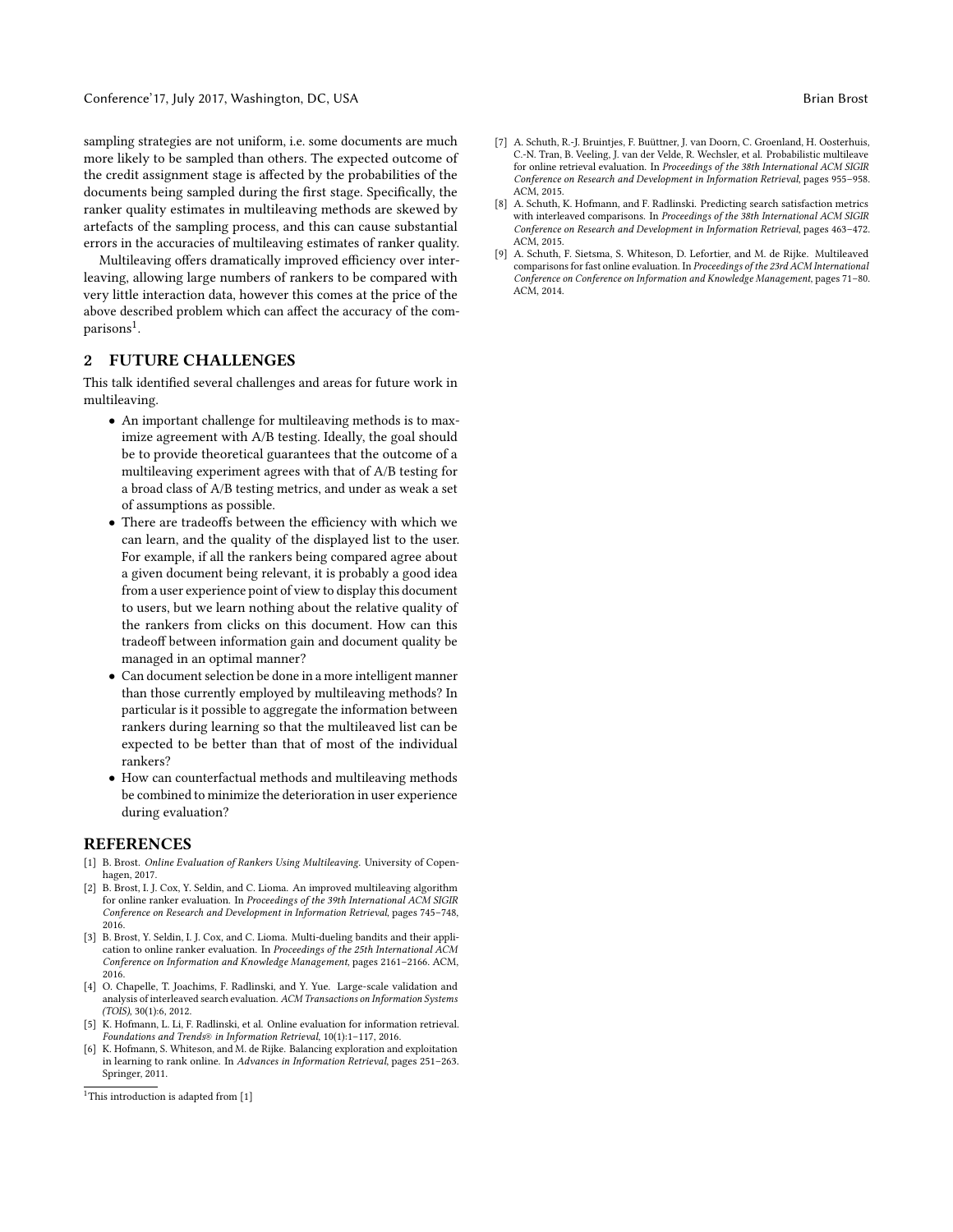sampling strategies are not uniform, i.e. some documents are much more likely to be sampled than others. The expected outcome of the credit assignment stage is affected by the probabilities of the documents being sampled during the first stage. Specifically, the ranker quality estimates in multileaving methods are skewed by artefacts of the sampling process, and this can cause substantial errors in the accuracies of multileaving estimates of ranker quality.

Multileaving offers dramatically improved efficiency over interleaving, allowing large numbers of rankers to be compared with very little interaction data, however this comes at the price of the above described problem which can affect the accuracy of the comparisons[1].

## 2 FUTURE CHALLENGES

This talk identified several challenges and areas for future work in multileaving.

- An important challenge for multileaving methods is to maximize agreement with A/B testing. Ideally, the goal should be to provide theoretical guarantees that the outcome of a multileaving experiment agrees with that of A/B testing for a broad class of A/B testing metrics, and under as weak a set of assumptions as possible.
- There are tradeoffs between the efficiency with which we can learn, and the quality of the displayed list to the user. For example, if all the rankers being compared agree about a given document being relevant, it is probably a good idea from a user experience point of view to display this document to users, but we learn nothing about the relative quality of the rankers from clicks on this document. How can this tradeoff between information gain and document quality be managed in an optimal manner?
- Can document selection be done in a more intelligent manner than those currently employed by multileaving methods? In particular is it possible to aggregate the information between rankers during learning so that the multileaved list can be expected to be better than that of most of the individual rankers?
- How can counterfactual methods and multileaving methods be combined to minimize the deterioration in user experience during evaluation?

## REFERENCES

[1] B. Brost. *Online Evaluation of Rankers Using Multileaving*. University of Copenhagen, 2017.

[2] B. Brost, I. J. Cox, Y. Seldin, and C. Lioma. An improved multileaving algorithm for online ranker evaluation. In *Proceedings of the 39th International ACM SIGIR Conference on Research and Development in Information Retrieval*, pages 745–748, 2016.

[3] B. Brost, Y. Seldin, I. J. Cox, and C. Lioma. Multi-dueling bandits and their application to online ranker evaluation. In *Proceedings of the 25th International ACM Conference on Information and Knowledge Management*, pages 2161–2166. ACM, 2016.

[4] O. Chapelle, T. Joachims, F. Radlinski, and Y. Yue. Large-scale validation and analysis of interleaved search evaluation. *ACM Transactions on Information Systems (TOIS)*, 30(1):6, 2012.

[5] K. Hofmann, L. Li, F. Radlinski, et al. Online evaluation for information retrieval. *Foundations and Trends® in Information Retrieval*, 10(1):1–117, 2016.

[6] K. Hofmann, S. Whiteson, and M. de Rijke. Balancing exploration and exploitation in learning to rank online. In *Advances in Information Retrieval*, pages 251–263. Springer, 2011.

[7] A. Schuth, R.-J. Bruintjes, F. Buüttner, J. van Doorn, C. Groenland, H. Oosterhuis, C.-N. Tran, B. Veeling, J. van der Velde, R. Wechsler, et al. Probabilistic multileave for online retrieval evaluation. In *Proceedings of the 38th International ACM SIGIR Conference on Research and Development in Information Retrieval*, pages 955–958. ACM, 2015.

[8] A. Schuth, K. Hofmann, and F. Radlinski. Predicting search satisfaction metrics with interleaved comparisons. In *Proceedings of the 38th International ACM SIGIR Conference on Research and Development in Information Retrieval*, pages 463–472. ACM, 2015.

[9] A. Schuth, F. Sietsma, S. Whiteson, D. Lefortier, and M. de Rijke. Multileaved comparisons for fast online evaluation. In *Proceedings of the 23rd ACM International Conference on Conference on Information and Knowledge Management*, pages 71–80. ACM, 2014.

[1]This introduction is adapted from [1]